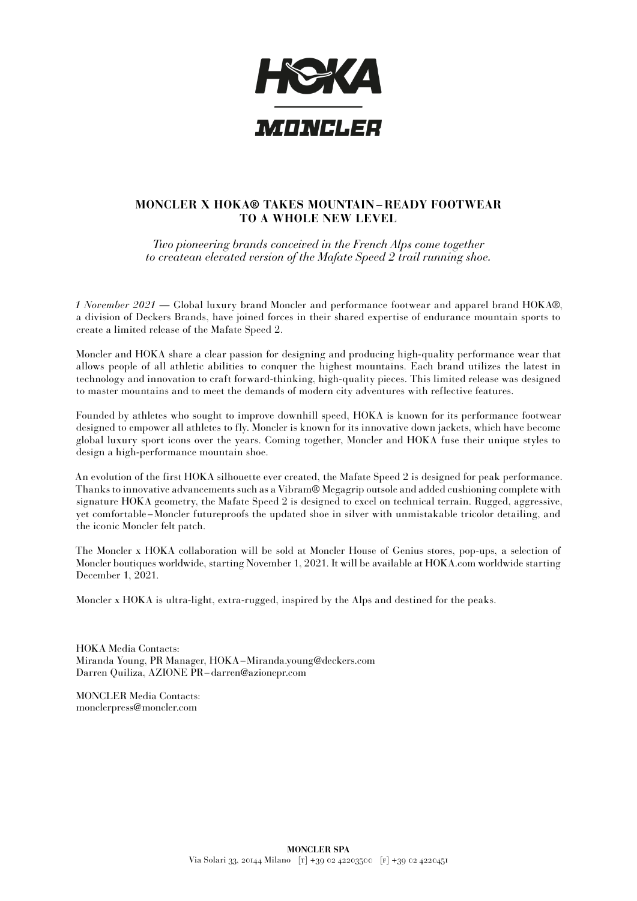# MONCLER X HOKA® TAKES MOUNTAIN–READY FOOTWEAR TO A WHOLE NEW LEVEL

*Two pioneering brands conceived in the French Alps come together to createan elevated version of the Mafate Speed 2 trail running shoe.*

*1 November 2021* — Global luxury brand Moncler and performance footwear and apparel brand HOKA®, a division of Deckers Brands, have joined forces in their shared expertise of endurance mountain sports to create a limited release of the Mafate Speed 2.

Moncler and HOKA share a clear passion for designing and producing high-quality performance wear that allows people of all athletic abilities to conquer the highest mountains. Each brand utilizes the latest in technology and innovation to craft forward-thinking, high-quality pieces. This limited release was designed to master mountains and to meet the demands of modern city adventures with reflective features.

Founded by athletes who sought to improve downhill speed, HOKA is known for its performance footwear designed to empower all athletes to fly. Moncler is known for its innovative down jackets, which have become global luxury sport icons over the years. Coming together, Moncler and HOKA fuse their unique styles to design a high-performance mountain shoe.

An evolution of the first HOKA silhouette ever created, the Mafate Speed 2 is designed for peak performance. Thanks to innovative advancements such as a Vibram® Megagrip outsole and added cushioning complete with signature HOKA geometry, the Mafate Speed 2 is designed to excel on technical terrain. Rugged, aggressive, yet comfortable–Moncler futureproofs the updated shoe in silver with unmistakable tricolor detailing, and the iconic Moncler felt patch.

The Moncler x HOKA collaboration will be sold at Moncler House of Genius stores, pop-ups, a selection of Moncler boutiques worldwide, starting November 1, 2021. It will be available at HOKA.com worldwide starting December 1, 2021.

Moncler x HOKA is ultra-light, extra-rugged, inspired by the Alps and destined for the peaks.

HOKA Media Contacts:
Miranda Young, PR Manager, HOKA–Miranda.young@deckers.com
Darren Quiliza, AZIONE PR–darren@azionepr.com

MONCLER Media Contacts:
monclerpress@moncler.com

**MONCLER SPA**
Via Solari 33, 20144 Milano [T] +39 02 42203500 [F] +39 02 4220451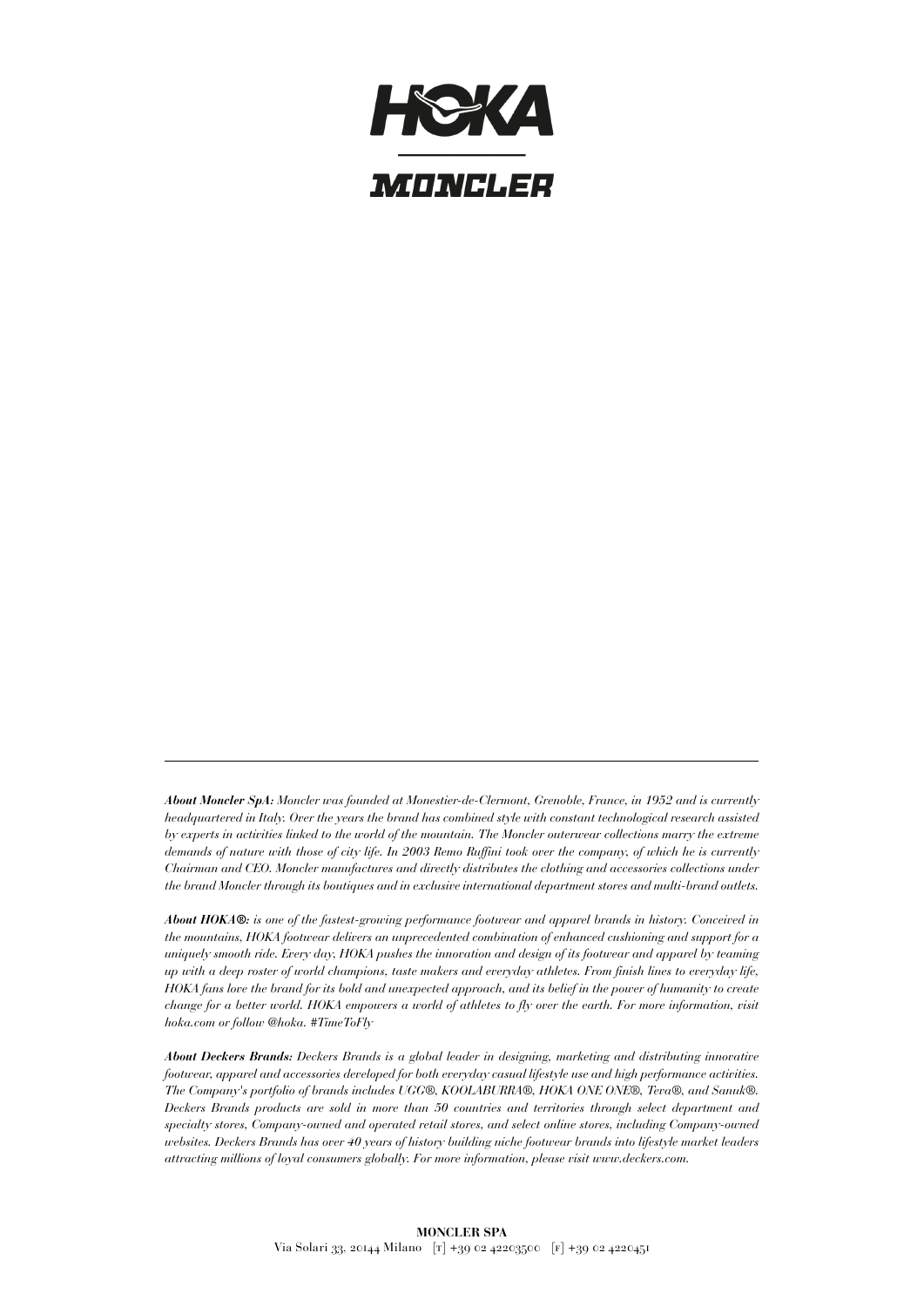# HOKA

# MONCLER

---

***About Moncler SpA:*** *Moncler was founded at Monestier-de-Clermont, Grenoble, France, in 1952 and is currently headquartered in Italy. Over the years the brand has combined style with constant technological research assisted by experts in activities linked to the world of the mountain. The Moncler outerwear collections marry the extreme demands of nature with those of city life. In 2003 Remo Ruffini took over the company, of which he is currently Chairman and CEO. Moncler manufactures and directly distributes the clothing and accessories collections under the brand Moncler through its boutiques and in exclusive international department stores and multi-brand outlets.*

***About HOKA®:*** *is one of the fastest-growing performance footwear and apparel brands in history. Conceived in the mountains, HOKA footwear delivers an unprecedented combination of enhanced cushioning and support for a uniquely smooth ride. Every day, HOKA pushes the innovation and design of its footwear and apparel by teaming up with a deep roster of world champions, taste makers and everyday athletes. From finish lines to everyday life, HOKA fans love the brand for its bold and unexpected approach, and its belief in the power of humanity to create change for a better world. HOKA empowers a world of athletes to fly over the earth. For more information, visit hoka.com or follow @hoka. #TimeToFly*

***About Deckers Brands:*** *Deckers Brands is a global leader in designing, marketing and distributing innovative footwear, apparel and accessories developed for both everyday casual lifestyle use and high performance activities. The Company's portfolio of brands includes UGG®, KOOLABURRA®, HOKA ONE ONE®, Teva®, and Sanuk®. Deckers Brands products are sold in more than 50 countries and territories through select department and specialty stores, Company-owned and operated retail stores, and select online stores, including Company-owned websites. Deckers Brands has over 40 years of history building niche footwear brands into lifestyle market leaders attracting millions of loyal consumers globally. For more information, please visit www.deckers.com.*

**MONCLER SPA**
Via Solari 33, 20144 Milano [T] +39 02 42203500 [F] +39 02 4220451